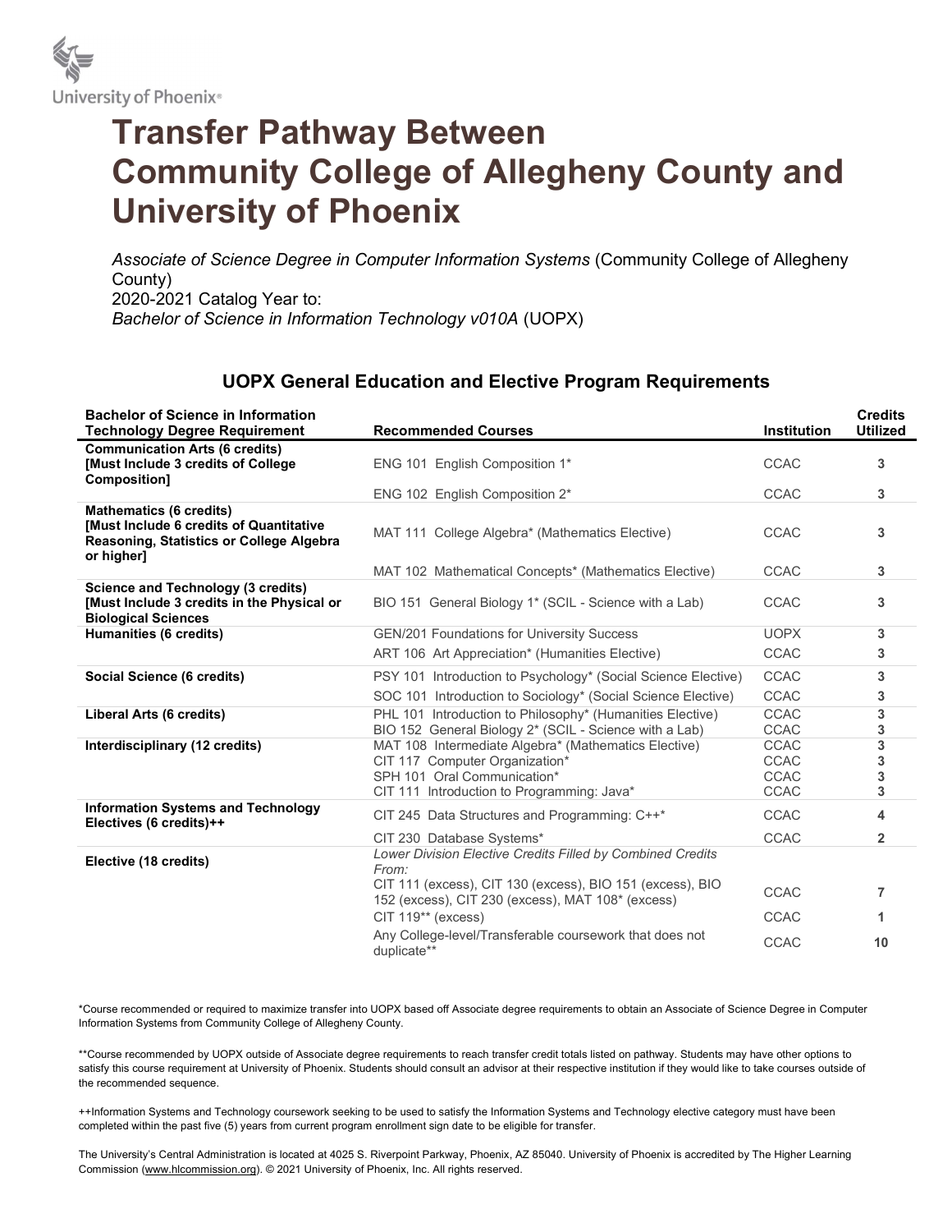University of Phoenix®

# Transfer Pathway Between Community College of Allegheny County and University of Phoenix

*Associate of Science Degree in Computer Information Systems* (Community College of Allegheny County)
2020-2021 Catalog Year to:
*Bachelor of Science in Information Technology v010A* (UOPX)

## UOPX General Education and Elective Program Requirements

| Bachelor of Science in Information Technology Degree Requirement | Recommended Courses | Institution | Credits Utilized |
|---|---|---|---|
| **Communication Arts (6 credits) [Must Include 3 credits of College Composition]** | ENG 101 English Composition 1* | CCAC | 3 |
| | ENG 102 English Composition 2* | CCAC | 3 |
| **Mathematics (6 credits) [Must Include 6 credits of Quantitative Reasoning, Statistics or College Algebra or higher]** | MAT 111 College Algebra* (Mathematics Elective) | CCAC | 3 |
| | MAT 102 Mathematical Concepts* (Mathematics Elective) | CCAC | 3 |
| **Science and Technology (3 credits) [Must Include 3 credits in the Physical or Biological Sciences** | BIO 151 General Biology 1* (SCIL - Science with a Lab) | CCAC | 3 |
| **Humanities (6 credits)** | GEN/201 Foundations for University Success | UOPX | 3 |
| | ART 106 Art Appreciation* (Humanities Elective) | CCAC | 3 |
| **Social Science (6 credits)** | PSY 101 Introduction to Psychology* (Social Science Elective) | CCAC | 3 |
| | SOC 101 Introduction to Sociology* (Social Science Elective) | CCAC | 3 |
| **Liberal Arts (6 credits)** | PHL 101 Introduction to Philosophy* (Humanities Elective) | CCAC | 3 |
| | BIO 152 General Biology 2* (SCIL - Science with a Lab) | CCAC | 3 |
| **Interdisciplinary (12 credits)** | MAT 108 Intermediate Algebra* (Mathematics Elective) | CCAC | 3 |
| | CIT 117 Computer Organization* | CCAC | 3 |
| | SPH 101 Oral Communication* | CCAC | 3 |
| | CIT 111 Introduction to Programming: Java* | CCAC | 3 |
| **Information Systems and Technology Electives (6 credits)++** | CIT 245 Data Structures and Programming: C++* | CCAC | 4 |
| | CIT 230 Database Systems* | CCAC | 2 |
| **Elective (18 credits)** | *Lower Division Elective Credits Filled by Combined Credits From:* | | |
| | CIT 111 (excess), CIT 130 (excess), BIO 151 (excess), BIO 152 (excess), CIT 230 (excess), MAT 108* (excess) | CCAC | 7 |
| | CIT 119** (excess) | CCAC | 1 |
| | Any College-level/Transferable coursework that does not duplicate** | CCAC | 10 |

*Course recommended or required to maximize transfer into UOPX based off Associate degree requirements to obtain an Associate of Science Degree in Computer Information Systems from Community College of Allegheny County.

**Course recommended by UOPX outside of Associate degree requirements to reach transfer credit totals listed on pathway. Students may have other options to satisfy this course requirement at University of Phoenix. Students should consult an advisor at their respective institution if they would like to take courses outside of the recommended sequence.

++Information Systems and Technology coursework seeking to be used to satisfy the Information Systems and Technology elective category must have been completed within the past five (5) years from current program enrollment sign date to be eligible for transfer.

The University's Central Administration is located at 4025 S. Riverpoint Parkway, Phoenix, AZ 85040. University of Phoenix is accredited by The Higher Learning Commission (www.hlcommission.org). © 2021 University of Phoenix, Inc. All rights reserved.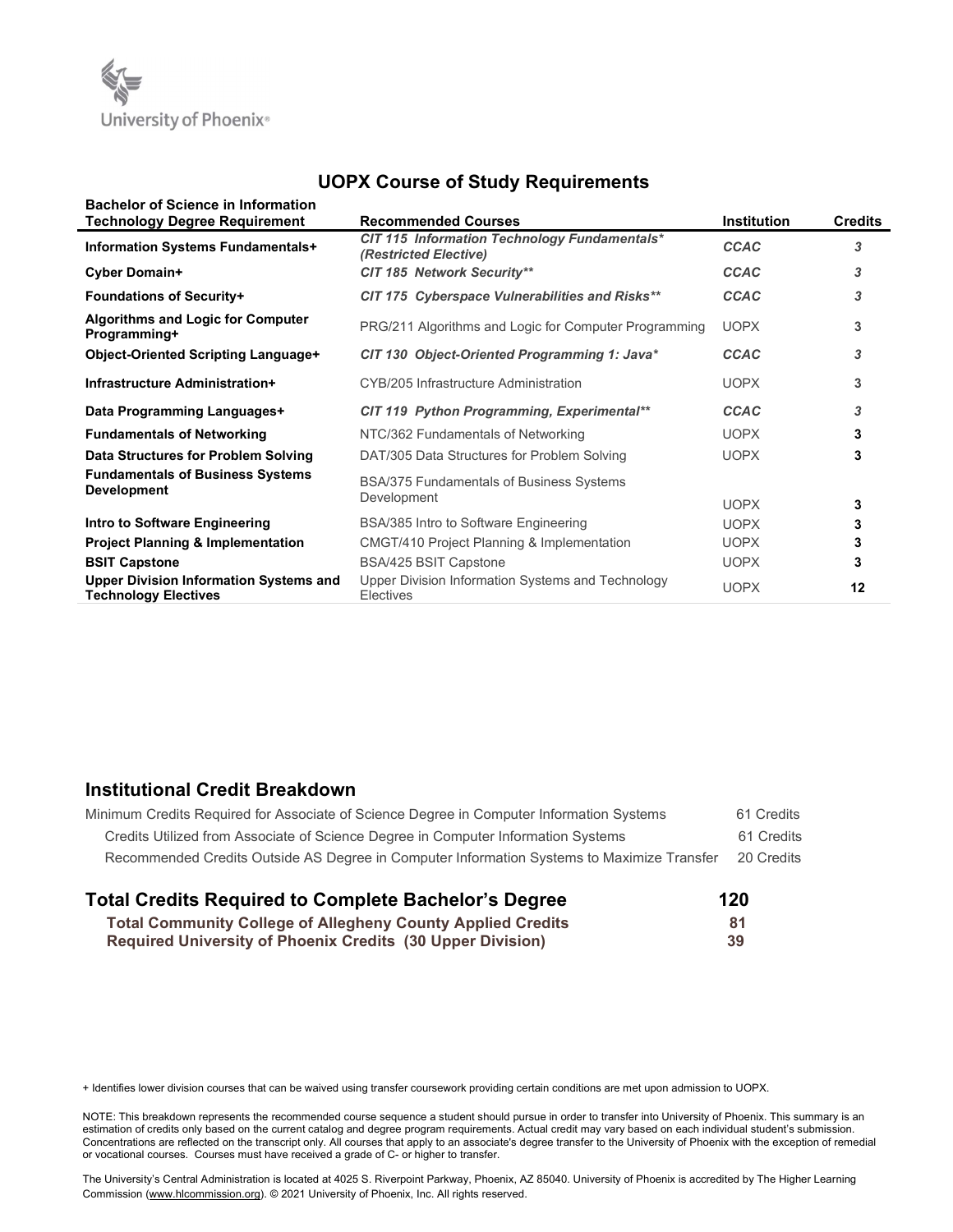University of Phoenix®

## UOPX Course of Study Requirements

| Bachelor of Science in Information Technology Degree Requirement | Recommended Courses | Institution | Credits |
|---|---|---|---|
| **Information Systems Fundamentals+** | ***CIT 115 Information Technology Fundamentals\* (Restricted Elective)*** | ***CCAC*** | ***3*** |
| **Cyber Domain+** | ***CIT 185 Network Security\*\**** | ***CCAC*** | ***3*** |
| **Foundations of Security+** | ***CIT 175 Cyberspace Vulnerabilities and Risks\*\**** | ***CCAC*** | ***3*** |
| **Algorithms and Logic for Computer Programming+** | PRG/211 Algorithms and Logic for Computer Programming | UOPX | **3** |
| **Object-Oriented Scripting Language+** | ***CIT 130 Object-Oriented Programming 1: Java\**** | ***CCAC*** | ***3*** |
| **Infrastructure Administration+** | CYB/205 Infrastructure Administration | UOPX | **3** |
| **Data Programming Languages+** | ***CIT 119 Python Programming, Experimental\*\**** | ***CCAC*** | ***3*** |
| **Fundamentals of Networking** | NTC/362 Fundamentals of Networking | UOPX | **3** |
| **Data Structures for Problem Solving** | DAT/305 Data Structures for Problem Solving | UOPX | **3** |
| **Fundamentals of Business Systems Development** | BSA/375 Fundamentals of Business Systems Development | UOPX | **3** |
| **Intro to Software Engineering** | BSA/385 Intro to Software Engineering | UOPX | **3** |
| **Project Planning & Implementation** | CMGT/410 Project Planning & Implementation | UOPX | **3** |
| **BSIT Capstone** | BSA/425 BSIT Capstone | UOPX | **3** |
| **Upper Division Information Systems and Technology Electives** | Upper Division Information Systems and Technology Electives | UOPX | **12** |

## Institutional Credit Breakdown

| | |
|---|---|
| Minimum Credits Required for Associate of Science Degree in Computer Information Systems | 61 Credits |
| Credits Utilized from Associate of Science Degree in Computer Information Systems | 61 Credits |
| Recommended Credits Outside AS Degree in Computer Information Systems to Maximize Transfer | 20 Credits |

| | |
|---|---|
| **Total Credits Required to Complete Bachelor's Degree** | **120** |
| **Total Community College of Allegheny County Applied Credits** | **81** |
| **Required University of Phoenix Credits (30 Upper Division)** | **39** |

+ Identifies lower division courses that can be waived using transfer coursework providing certain conditions are met upon admission to UOPX.

NOTE: This breakdown represents the recommended course sequence a student should pursue in order to transfer into University of Phoenix. This summary is an estimation of credits only based on the current catalog and degree program requirements. Actual credit may vary based on each individual student's submission. Concentrations are reflected on the transcript only. All courses that apply to an associate's degree transfer to the University of Phoenix with the exception of remedial or vocational courses. Courses must have received a grade of C- or higher to transfer.

The University's Central Administration is located at 4025 S. Riverpoint Parkway, Phoenix, AZ 85040. University of Phoenix is accredited by The Higher Learning Commission (www.hlcommission.org). © 2021 University of Phoenix, Inc. All rights reserved.